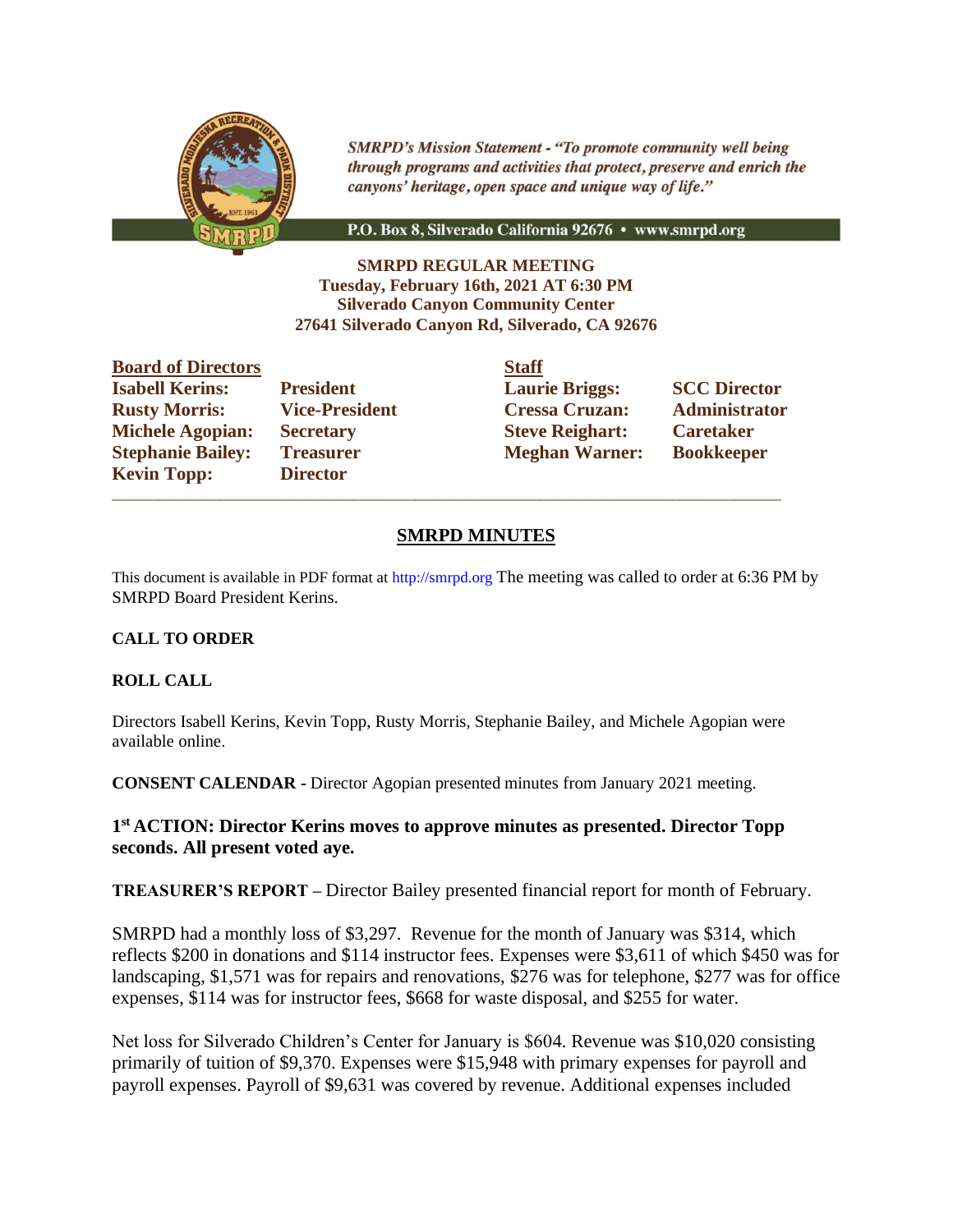SMRPD's Mission Statement - *"To promote community well being through programs and activities that protect, preserve and enrich the canyons' heritage, open space and unique way of life."*

P.O. Box 8, Silverado California 92676 • www.smrpd.org

**SMRPD REGULAR MEETING**
**Tuesday, February 16th, 2021 AT 6:30 PM**
**Silverado Canyon Community Center**
**27641 Silverado Canyon Rd, Silverado, CA 92676**

| **Board of Directors** | | **Staff** | |
|---|---|---|---|
| **Isabell Kerins:** | **President** | **Laurie Briggs:** | **SCC Director** |
| **Rusty Morris:** | **Vice-President** | **Cressa Cruzan:** | **Administrator** |
| **Michele Agopian:** | **Secretary** | **Steve Reighart:** | **Caretaker** |
| **Stephanie Bailey:** | **Treasurer** | **Meghan Warner:** | **Bookkeeper** |
| **Kevin Topp:** | **Director** | | |

---

## SMRPD MINUTES

This document is available in PDF format at http://smrpd.org The meeting was called to order at 6:36 PM by SMRPD Board President Kerins.

**CALL TO ORDER**

**ROLL CALL**

Directors Isabell Kerins, Kevin Topp, Rusty Morris, Stephanie Bailey, and Michele Agopian were available online.

**CONSENT CALENDAR -** Director Agopian presented minutes from January 2021 meeting.

**1st ACTION: Director Kerins moves to approve minutes as presented. Director Topp seconds. All present voted aye.**

**TREASURER'S REPORT –** Director Bailey presented financial report for month of February.

SMRPD had a monthly loss of $3,297. Revenue for the month of January was $314, which reflects $200 in donations and $114 instructor fees. Expenses were $3,611 of which $450 was for landscaping, $1,571 was for repairs and renovations, $276 was for telephone, $277 was for office expenses, $114 was for instructor fees, $668 for waste disposal, and $255 for water.

Net loss for Silverado Children's Center for January is $604. Revenue was $10,020 consisting primarily of tuition of $9,370. Expenses were $15,948 with primary expenses for payroll and payroll expenses. Payroll of $9,631 was covered by revenue. Additional expenses included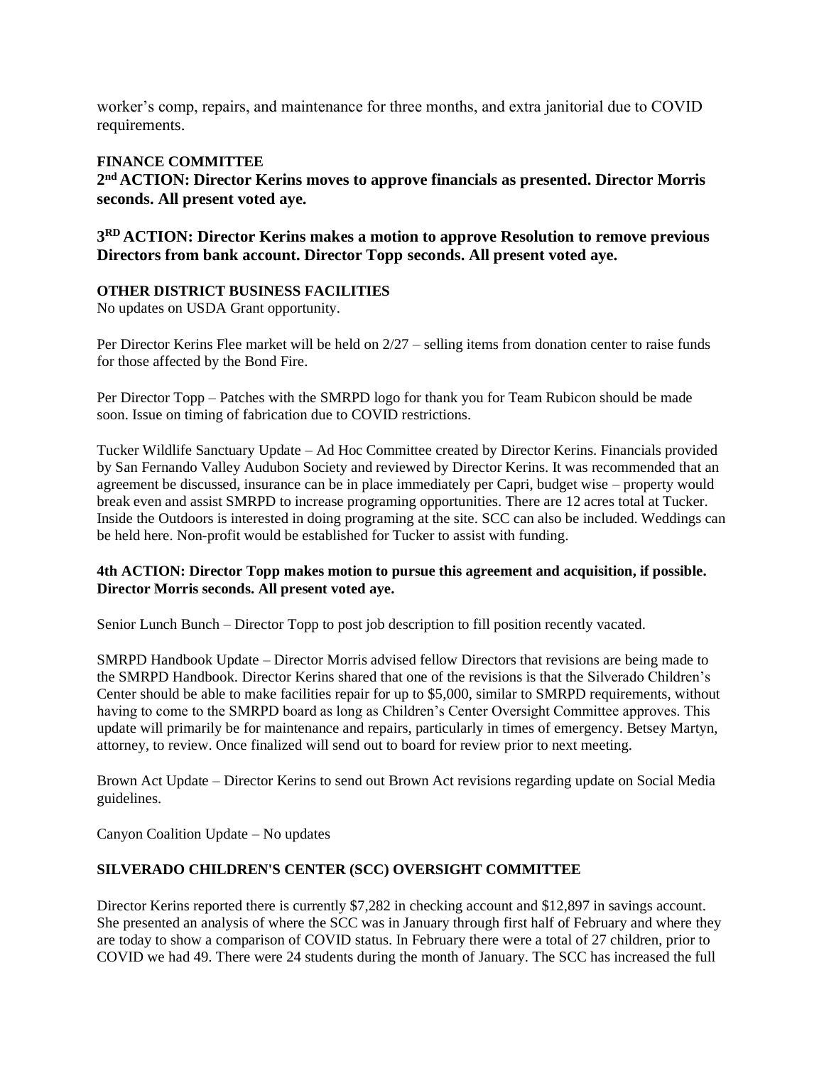worker's comp, repairs, and maintenance for three months, and extra janitorial due to COVID requirements.

**FINANCE COMMITTEE**

**2nd ACTION: Director Kerins moves to approve financials as presented. Director Morris seconds. All present voted aye.**

**3RD ACTION: Director Kerins makes a motion to approve Resolution to remove previous Directors from bank account. Director Topp seconds. All present voted aye.**

**OTHER DISTRICT BUSINESS FACILITIES**

No updates on USDA Grant opportunity.

Per Director Kerins Flee market will be held on 2/27 – selling items from donation center to raise funds for those affected by the Bond Fire.

Per Director Topp – Patches with the SMRPD logo for thank you for Team Rubicon should be made soon. Issue on timing of fabrication due to COVID restrictions.

Tucker Wildlife Sanctuary Update – Ad Hoc Committee created by Director Kerins. Financials provided by San Fernando Valley Audubon Society and reviewed by Director Kerins. It was recommended that an agreement be discussed, insurance can be in place immediately per Capri, budget wise – property would break even and assist SMRPD to increase programing opportunities. There are 12 acres total at Tucker. Inside the Outdoors is interested in doing programing at the site. SCC can also be included. Weddings can be held here. Non-profit would be established for Tucker to assist with funding.

**4th ACTION: Director Topp makes motion to pursue this agreement and acquisition, if possible. Director Morris seconds. All present voted aye.**

Senior Lunch Bunch – Director Topp to post job description to fill position recently vacated.

SMRPD Handbook Update – Director Morris advised fellow Directors that revisions are being made to the SMRPD Handbook. Director Kerins shared that one of the revisions is that the Silverado Children's Center should be able to make facilities repair for up to $5,000, similar to SMRPD requirements, without having to come to the SMRPD board as long as Children's Center Oversight Committee approves. This update will primarily be for maintenance and repairs, particularly in times of emergency. Betsey Martyn, attorney, to review. Once finalized will send out to board for review prior to next meeting.

Brown Act Update – Director Kerins to send out Brown Act revisions regarding update on Social Media guidelines.

Canyon Coalition Update – No updates

**SILVERADO CHILDREN'S CENTER (SCC) OVERSIGHT COMMITTEE**

Director Kerins reported there is currently $7,282 in checking account and $12,897 in savings account. She presented an analysis of where the SCC was in January through first half of February and where they are today to show a comparison of COVID status. In February there were a total of 27 children, prior to COVID we had 49. There were 24 students during the month of January. The SCC has increased the full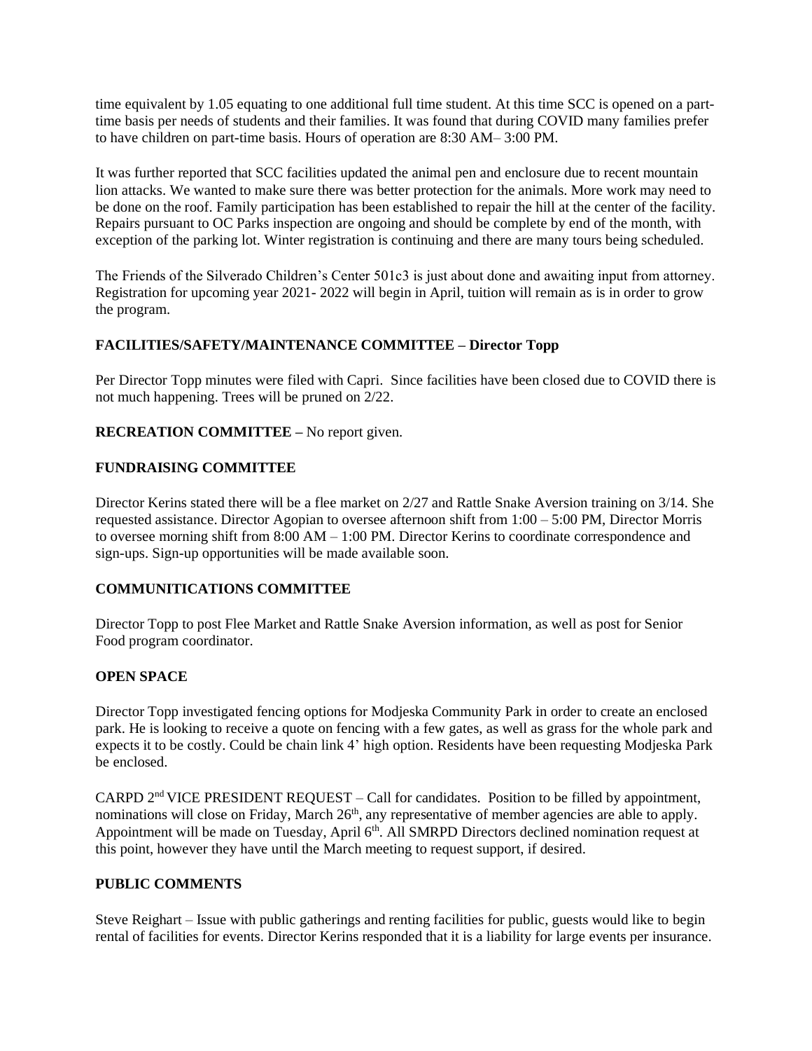time equivalent by 1.05 equating to one additional full time student. At this time SCC is opened on a part-time basis per needs of students and their families. It was found that during COVID many families prefer to have children on part-time basis. Hours of operation are 8:30 AM– 3:00 PM.

It was further reported that SCC facilities updated the animal pen and enclosure due to recent mountain lion attacks. We wanted to make sure there was better protection for the animals. More work may need to be done on the roof. Family participation has been established to repair the hill at the center of the facility. Repairs pursuant to OC Parks inspection are ongoing and should be complete by end of the month, with exception of the parking lot. Winter registration is continuing and there are many tours being scheduled.

The Friends of the Silverado Children's Center 501c3 is just about done and awaiting input from attorney. Registration for upcoming year 2021- 2022 will begin in April, tuition will remain as is in order to grow the program.

**FACILITIES/SAFETY/MAINTENANCE COMMITTEE – Director Topp**

Per Director Topp minutes were filed with Capri. Since facilities have been closed due to COVID there is not much happening. Trees will be pruned on 2/22.

**RECREATION COMMITTEE –** No report given.

**FUNDRAISING COMMITTEE**

Director Kerins stated there will be a flee market on 2/27 and Rattle Snake Aversion training on 3/14. She requested assistance. Director Agopian to oversee afternoon shift from 1:00 – 5:00 PM, Director Morris to oversee morning shift from 8:00 AM – 1:00 PM. Director Kerins to coordinate correspondence and sign-ups. Sign-up opportunities will be made available soon.

**COMMUNITICATIONS COMMITTEE**

Director Topp to post Flee Market and Rattle Snake Aversion information, as well as post for Senior Food program coordinator.

**OPEN SPACE**

Director Topp investigated fencing options for Modjeska Community Park in order to create an enclosed park. He is looking to receive a quote on fencing with a few gates, as well as grass for the whole park and expects it to be costly. Could be chain link 4' high option. Residents have been requesting Modjeska Park be enclosed.

CARPD 2nd VICE PRESIDENT REQUEST – Call for candidates. Position to be filled by appointment, nominations will close on Friday, March 26th, any representative of member agencies are able to apply. Appointment will be made on Tuesday, April 6th. All SMRPD Directors declined nomination request at this point, however they have until the March meeting to request support, if desired.

**PUBLIC COMMENTS**

Steve Reighart – Issue with public gatherings and renting facilities for public, guests would like to begin rental of facilities for events. Director Kerins responded that it is a liability for large events per insurance.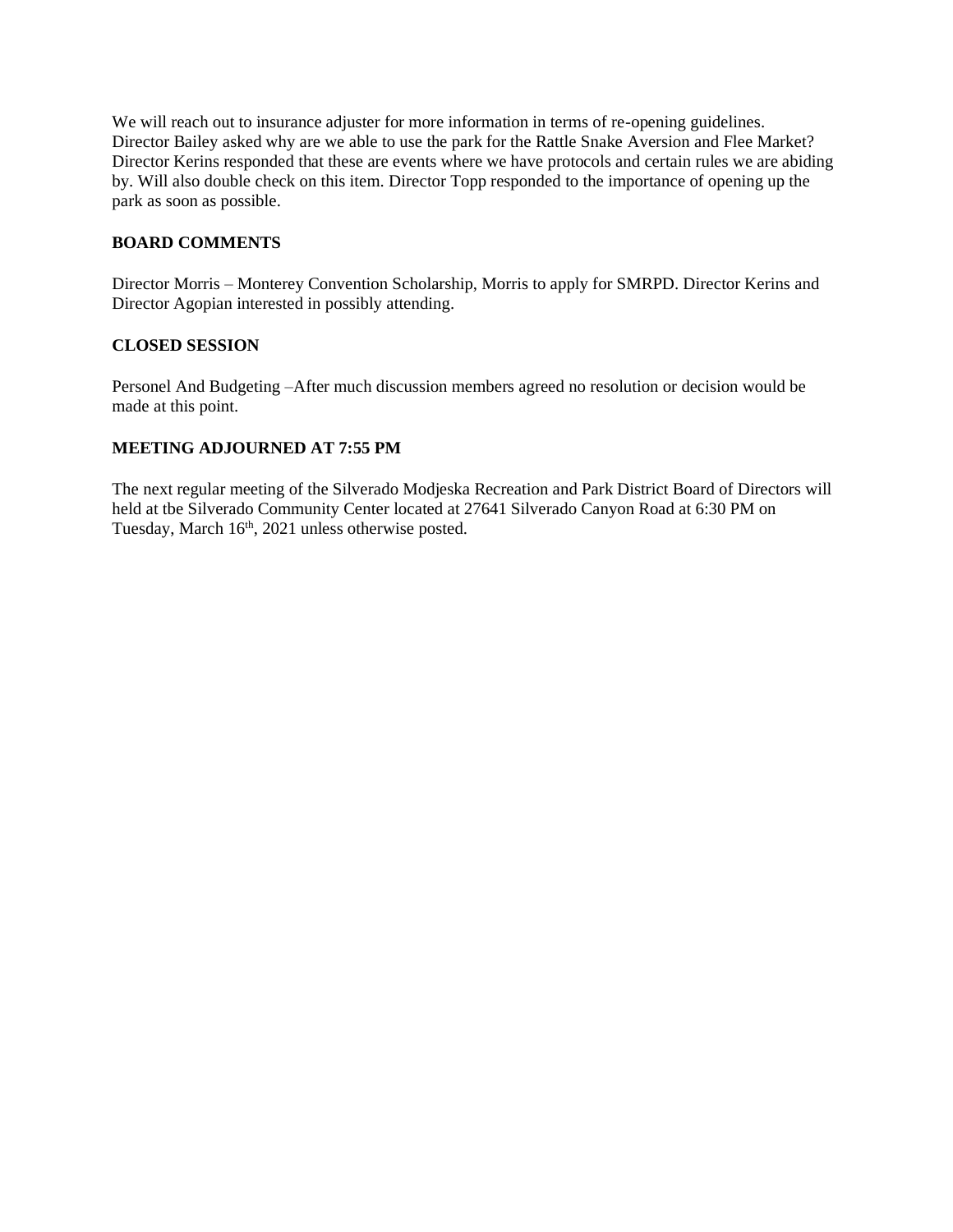We will reach out to insurance adjuster for more information in terms of re-opening guidelines. Director Bailey asked why are we able to use the park for the Rattle Snake Aversion and Flee Market? Director Kerins responded that these are events where we have protocols and certain rules we are abiding by. Will also double check on this item. Director Topp responded to the importance of opening up the park as soon as possible.

**BOARD COMMENTS**

Director Morris – Monterey Convention Scholarship, Morris to apply for SMRPD. Director Kerins and Director Agopian interested in possibly attending.

**CLOSED SESSION**

Personel And Budgeting –After much discussion members agreed no resolution or decision would be made at this point.

**MEETING ADJOURNED AT 7:55 PM**

The next regular meeting of the Silverado Modjeska Recreation and Park District Board of Directors will held at tbe Silverado Community Center located at 27641 Silverado Canyon Road at 6:30 PM on Tuesday, March 16th, 2021 unless otherwise posted.